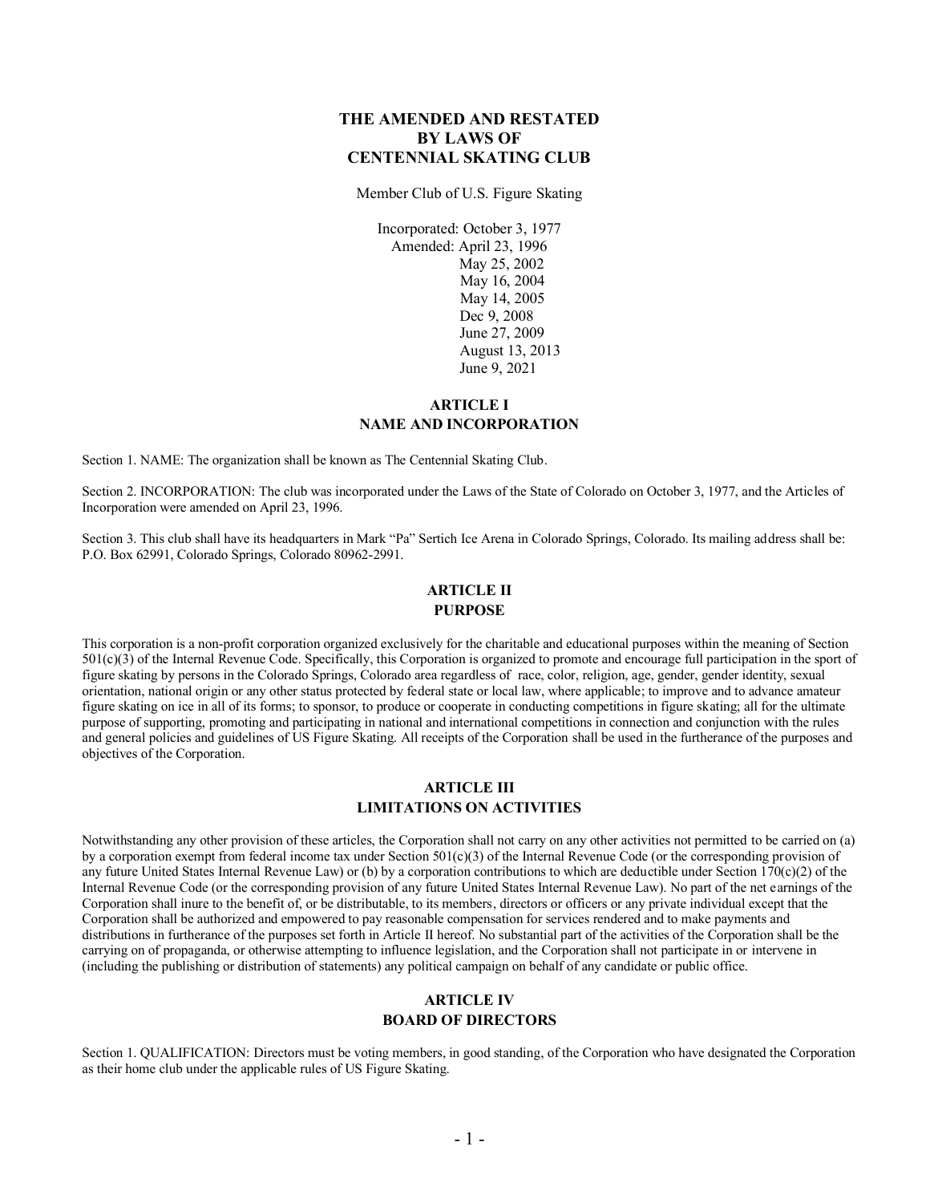# THE AMENDED AND RESTATED BY LAWS OF CENTENNIAL SKATING CLUB

Member Club of U.S. Figure Skating

Incorporated: October 3, 1977
Amended: April 23, 1996
May 25, 2002
May 16, 2004
May 14, 2005
Dec 9, 2008
June 27, 2009
August 13, 2013
June 9, 2021

## ARTICLE I
## NAME AND INCORPORATION

Section 1. NAME: The organization shall be known as The Centennial Skating Club.

Section 2. INCORPORATION: The club was incorporated under the Laws of the State of Colorado on October 3, 1977, and the Articles of Incorporation were amended on April 23, 1996.

Section 3. This club shall have its headquarters in Mark "Pa" Sertich Ice Arena in Colorado Springs, Colorado. Its mailing address shall be: P.O. Box 62991, Colorado Springs, Colorado 80962-2991.

## ARTICLE II
## PURPOSE

This corporation is a non-profit corporation organized exclusively for the charitable and educational purposes within the meaning of Section 501(c)(3) of the Internal Revenue Code. Specifically, this Corporation is organized to promote and encourage full participation in the sport of figure skating by persons in the Colorado Springs, Colorado area regardless of race, color, religion, age, gender, gender identity, sexual orientation, national origin or any other status protected by federal state or local law, where applicable; to improve and to advance amateur figure skating on ice in all of its forms; to sponsor, to produce or cooperate in conducting competitions in figure skating; all for the ultimate purpose of supporting, promoting and participating in national and international competitions in connection and conjunction with the rules and general policies and guidelines of US Figure Skating. All receipts of the Corporation shall be used in the furtherance of the purposes and objectives of the Corporation.

## ARTICLE III
## LIMITATIONS ON ACTIVITIES

Notwithstanding any other provision of these articles, the Corporation shall not carry on any other activities not permitted to be carried on (a) by a corporation exempt from federal income tax under Section 501(c)(3) of the Internal Revenue Code (or the corresponding provision of any future United States Internal Revenue Law) or (b) by a corporation contributions to which are deductible under Section 170(c)(2) of the Internal Revenue Code (or the corresponding provision of any future United States Internal Revenue Law). No part of the net earnings of the Corporation shall inure to the benefit of, or be distributable, to its members, directors or officers or any private individual except that the Corporation shall be authorized and empowered to pay reasonable compensation for services rendered and to make payments and distributions in furtherance of the purposes set forth in Article II hereof. No substantial part of the activities of the Corporation shall be the carrying on of propaganda, or otherwise attempting to influence legislation, and the Corporation shall not participate in or intervene in (including the publishing or distribution of statements) any political campaign on behalf of any candidate or public office.

## ARTICLE IV
## BOARD OF DIRECTORS

Section 1. QUALIFICATION: Directors must be voting members, in good standing, of the Corporation who have designated the Corporation as their home club under the applicable rules of US Figure Skating.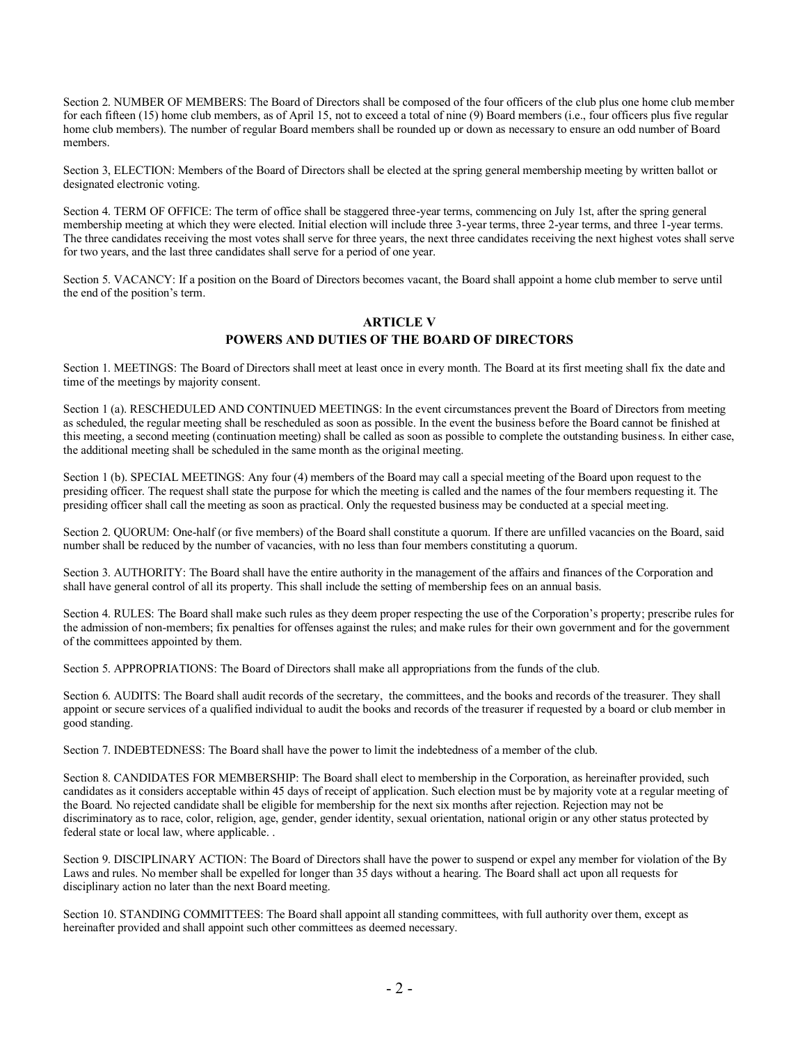Section 2. NUMBER OF MEMBERS: The Board of Directors shall be composed of the four officers of the club plus one home club member for each fifteen (15) home club members, as of April 15, not to exceed a total of nine (9) Board members (i.e., four officers plus five regular home club members). The number of regular Board members shall be rounded up or down as necessary to ensure an odd number of Board members.

Section 3, ELECTION: Members of the Board of Directors shall be elected at the spring general membership meeting by written ballot or designated electronic voting.

Section 4. TERM OF OFFICE: The term of office shall be staggered three-year terms, commencing on July 1st, after the spring general membership meeting at which they were elected. Initial election will include three 3-year terms, three 2-year terms, and three 1-year terms. The three candidates receiving the most votes shall serve for three years, the next three candidates receiving the next highest votes shall serve for two years, and the last three candidates shall serve for a period of one year.

Section 5. VACANCY: If a position on the Board of Directors becomes vacant, the Board shall appoint a home club member to serve until the end of the position's term.

## ARTICLE V
## POWERS AND DUTIES OF THE BOARD OF DIRECTORS

Section 1. MEETINGS: The Board of Directors shall meet at least once in every month. The Board at its first meeting shall fix the date and time of the meetings by majority consent.

Section 1 (a). RESCHEDULED AND CONTINUED MEETINGS: In the event circumstances prevent the Board of Directors from meeting as scheduled, the regular meeting shall be rescheduled as soon as possible. In the event the business before the Board cannot be finished at this meeting, a second meeting (continuation meeting) shall be called as soon as possible to complete the outstanding business. In either case, the additional meeting shall be scheduled in the same month as the original meeting.

Section 1 (b). SPECIAL MEETINGS: Any four (4) members of the Board may call a special meeting of the Board upon request to the presiding officer. The request shall state the purpose for which the meeting is called and the names of the four members requesting it. The presiding officer shall call the meeting as soon as practical. Only the requested business may be conducted at a special meeting.

Section 2. QUORUM: One-half (or five members) of the Board shall constitute a quorum. If there are unfilled vacancies on the Board, said number shall be reduced by the number of vacancies, with no less than four members constituting a quorum.

Section 3. AUTHORITY: The Board shall have the entire authority in the management of the affairs and finances of the Corporation and shall have general control of all its property. This shall include the setting of membership fees on an annual basis.

Section 4. RULES: The Board shall make such rules as they deem proper respecting the use of the Corporation's property; prescribe rules for the admission of non-members; fix penalties for offenses against the rules; and make rules for their own government and for the government of the committees appointed by them.

Section 5. APPROPRIATIONS: The Board of Directors shall make all appropriations from the funds of the club.

Section 6. AUDITS: The Board shall audit records of the secretary, the committees, and the books and records of the treasurer. They shall appoint or secure services of a qualified individual to audit the books and records of the treasurer if requested by a board or club member in good standing.

Section 7. INDEBTEDNESS: The Board shall have the power to limit the indebtedness of a member of the club.

Section 8. CANDIDATES FOR MEMBERSHIP: The Board shall elect to membership in the Corporation, as hereinafter provided, such candidates as it considers acceptable within 45 days of receipt of application. Such election must be by majority vote at a regular meeting of the Board. No rejected candidate shall be eligible for membership for the next six months after rejection. Rejection may not be discriminatory as to race, color, religion, age, gender, gender identity, sexual orientation, national origin or any other status protected by federal state or local law, where applicable. .

Section 9. DISCIPLINARY ACTION: The Board of Directors shall have the power to suspend or expel any member for violation of the By Laws and rules. No member shall be expelled for longer than 35 days without a hearing. The Board shall act upon all requests for disciplinary action no later than the next Board meeting.

Section 10. STANDING COMMITTEES: The Board shall appoint all standing committees, with full authority over them, except as hereinafter provided and shall appoint such other committees as deemed necessary.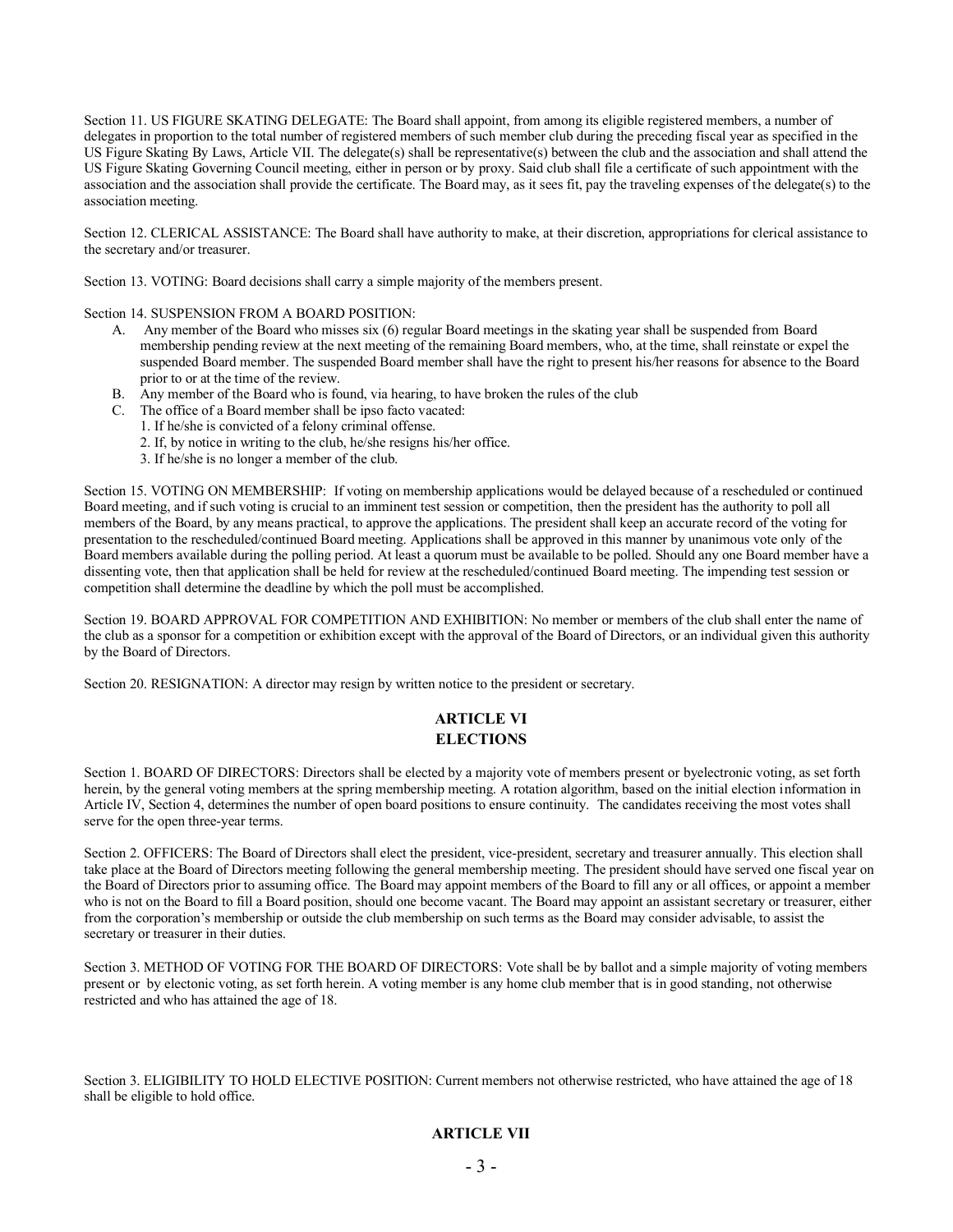Section 11. US FIGURE SKATING DELEGATE: The Board shall appoint, from among its eligible registered members, a number of delegates in proportion to the total number of registered members of such member club during the preceding fiscal year as specified in the US Figure Skating By Laws, Article VII. The delegate(s) shall be representative(s) between the club and the association and shall attend the US Figure Skating Governing Council meeting, either in person or by proxy. Said club shall file a certificate of such appointment with the association and the association shall provide the certificate. The Board may, as it sees fit, pay the traveling expenses of the delegate(s) to the association meeting.

Section 12. CLERICAL ASSISTANCE: The Board shall have authority to make, at their discretion, appropriations for clerical assistance to the secretary and/or treasurer.

Section 13. VOTING: Board decisions shall carry a simple majority of the members present.

Section 14. SUSPENSION FROM A BOARD POSITION:

A. Any member of the Board who misses six (6) regular Board meetings in the skating year shall be suspended from Board membership pending review at the next meeting of the remaining Board members, who, at the time, shall reinstate or expel the suspended Board member. The suspended Board member shall have the right to present his/her reasons for absence to the Board prior to or at the time of the review.
B. Any member of the Board who is found, via hearing, to have broken the rules of the club
C. The office of a Board member shall be ipso facto vacated:
   1. If he/she is convicted of a felony criminal offense.
   2. If, by notice in writing to the club, he/she resigns his/her office.
   3. If he/she is no longer a member of the club.

Section 15. VOTING ON MEMBERSHIP: If voting on membership applications would be delayed because of a rescheduled or continued Board meeting, and if such voting is crucial to an imminent test session or competition, then the president has the authority to poll all members of the Board, by any means practical, to approve the applications. The president shall keep an accurate record of the voting for presentation to the rescheduled/continued Board meeting. Applications shall be approved in this manner by unanimous vote only of the Board members available during the polling period. At least a quorum must be available to be polled. Should any one Board member have a dissenting vote, then that application shall be held for review at the rescheduled/continued Board meeting. The impending test session or competition shall determine the deadline by which the poll must be accomplished.

Section 19. BOARD APPROVAL FOR COMPETITION AND EXHIBITION: No member or members of the club shall enter the name of the club as a sponsor for a competition or exhibition except with the approval of the Board of Directors, or an individual given this authority by the Board of Directors.

Section 20. RESIGNATION: A director may resign by written notice to the president or secretary.

## ARTICLE VI
## ELECTIONS

Section 1. BOARD OF DIRECTORS: Directors shall be elected by a majority vote of members present or byelectronic voting, as set forth herein, by the general voting members at the spring membership meeting. A rotation algorithm, based on the initial election information in Article IV, Section 4, determines the number of open board positions to ensure continuity. The candidates receiving the most votes shall serve for the open three-year terms.

Section 2. OFFICERS: The Board of Directors shall elect the president, vice-president, secretary and treasurer annually. This election shall take place at the Board of Directors meeting following the general membership meeting. The president should have served one fiscal year on the Board of Directors prior to assuming office. The Board may appoint members of the Board to fill any or all offices, or appoint a member who is not on the Board to fill a Board position, should one become vacant. The Board may appoint an assistant secretary or treasurer, either from the corporation's membership or outside the club membership on such terms as the Board may consider advisable, to assist the secretary or treasurer in their duties.

Section 3. METHOD OF VOTING FOR THE BOARD OF DIRECTORS: Vote shall be by ballot and a simple majority of voting members present or by electonic voting, as set forth herein. A voting member is any home club member that is in good standing, not otherwise restricted and who has attained the age of 18.

Section 3. ELIGIBILITY TO HOLD ELECTIVE POSITION: Current members not otherwise restricted, who have attained the age of 18 shall be eligible to hold office.

## ARTICLE VII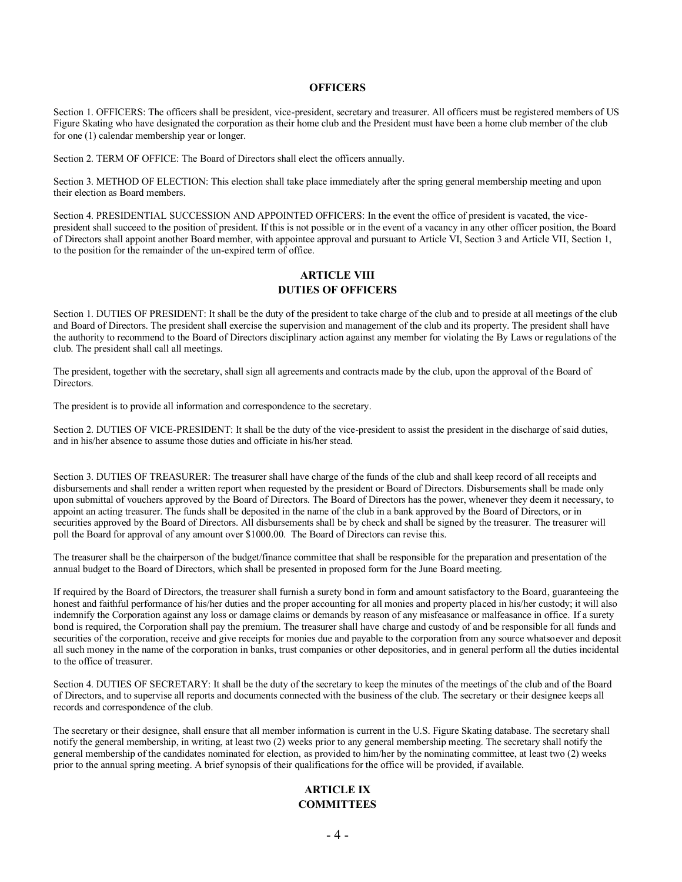## OFFICERS

Section 1. OFFICERS: The officers shall be president, vice-president, secretary and treasurer. All officers must be registered members of US Figure Skating who have designated the corporation as their home club and the President must have been a home club member of the club for one (1) calendar membership year or longer.

Section 2. TERM OF OFFICE: The Board of Directors shall elect the officers annually.

Section 3. METHOD OF ELECTION: This election shall take place immediately after the spring general membership meeting and upon their election as Board members.

Section 4. PRESIDENTIAL SUCCESSION AND APPOINTED OFFICERS: In the event the office of president is vacated, the vice-president shall succeed to the position of president. If this is not possible or in the event of a vacancy in any other officer position, the Board of Directors shall appoint another Board member, with appointee approval and pursuant to Article VI, Section 3 and Article VII, Section 1, to the position for the remainder of the un-expired term of office.

## ARTICLE VIII
## DUTIES OF OFFICERS

Section 1. DUTIES OF PRESIDENT: It shall be the duty of the president to take charge of the club and to preside at all meetings of the club and Board of Directors. The president shall exercise the supervision and management of the club and its property. The president shall have the authority to recommend to the Board of Directors disciplinary action against any member for violating the By Laws or regulations of the club. The president shall call all meetings.

The president, together with the secretary, shall sign all agreements and contracts made by the club, upon the approval of the Board of Directors.

The president is to provide all information and correspondence to the secretary.

Section 2. DUTIES OF VICE-PRESIDENT: It shall be the duty of the vice-president to assist the president in the discharge of said duties, and in his/her absence to assume those duties and officiate in his/her stead.

Section 3. DUTIES OF TREASURER: The treasurer shall have charge of the funds of the club and shall keep record of all receipts and disbursements and shall render a written report when requested by the president or Board of Directors. Disbursements shall be made only upon submittal of vouchers approved by the Board of Directors. The Board of Directors has the power, whenever they deem it necessary, to appoint an acting treasurer. The funds shall be deposited in the name of the club in a bank approved by the Board of Directors, or in securities approved by the Board of Directors. All disbursements shall be by check and shall be signed by the treasurer. The treasurer will poll the Board for approval of any amount over $1000.00. The Board of Directors can revise this.

The treasurer shall be the chairperson of the budget/finance committee that shall be responsible for the preparation and presentation of the annual budget to the Board of Directors, which shall be presented in proposed form for the June Board meeting.

If required by the Board of Directors, the treasurer shall furnish a surety bond in form and amount satisfactory to the Board, guaranteeing the honest and faithful performance of his/her duties and the proper accounting for all monies and property placed in his/her custody; it will also indemnify the Corporation against any loss or damage claims or demands by reason of any misfeasance or malfeasance in office. If a surety bond is required, the Corporation shall pay the premium. The treasurer shall have charge and custody of and be responsible for all funds and securities of the corporation, receive and give receipts for monies due and payable to the corporation from any source whatsoever and deposit all such money in the name of the corporation in banks, trust companies or other depositories, and in general perform all the duties incidental to the office of treasurer.

Section 4. DUTIES OF SECRETARY: It shall be the duty of the secretary to keep the minutes of the meetings of the club and of the Board of Directors, and to supervise all reports and documents connected with the business of the club. The secretary or their designee keeps all records and correspondence of the club.

The secretary or their designee, shall ensure that all member information is current in the U.S. Figure Skating database. The secretary shall notify the general membership, in writing, at least two (2) weeks prior to any general membership meeting. The secretary shall notify the general membership of the candidates nominated for election, as provided to him/her by the nominating committee, at least two (2) weeks prior to the annual spring meeting. A brief synopsis of their qualifications for the office will be provided, if available.

## ARTICLE IX
## COMMITTEES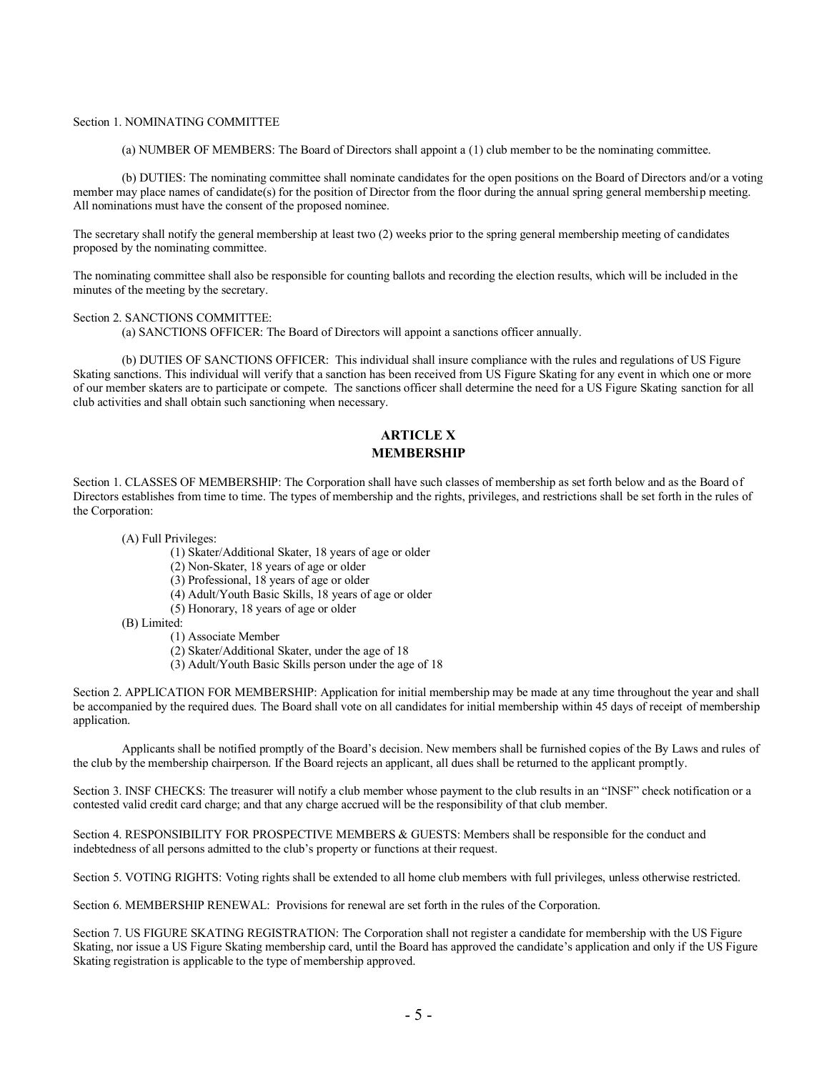Section 1. NOMINATING COMMITTEE

(a) NUMBER OF MEMBERS: The Board of Directors shall appoint a (1) club member to be the nominating committee.

(b) DUTIES: The nominating committee shall nominate candidates for the open positions on the Board of Directors and/or a voting member may place names of candidate(s) for the position of Director from the floor during the annual spring general membership meeting. All nominations must have the consent of the proposed nominee.

The secretary shall notify the general membership at least two (2) weeks prior to the spring general membership meeting of candidates proposed by the nominating committee.

The nominating committee shall also be responsible for counting ballots and recording the election results, which will be included in the minutes of the meeting by the secretary.

Section 2. SANCTIONS COMMITTEE:

(a) SANCTIONS OFFICER: The Board of Directors will appoint a sanctions officer annually.

(b) DUTIES OF SANCTIONS OFFICER: This individual shall insure compliance with the rules and regulations of US Figure Skating sanctions. This individual will verify that a sanction has been received from US Figure Skating for any event in which one or more of our member skaters are to participate or compete. The sanctions officer shall determine the need for a US Figure Skating sanction for all club activities and shall obtain such sanctioning when necessary.

## ARTICLE X
## MEMBERSHIP

Section 1. CLASSES OF MEMBERSHIP: The Corporation shall have such classes of membership as set forth below and as the Board of Directors establishes from time to time. The types of membership and the rights, privileges, and restrictions shall be set forth in the rules of the Corporation:

(A) Full Privileges:
- (1) Skater/Additional Skater, 18 years of age or older
- (2) Non-Skater, 18 years of age or older
- (3) Professional, 18 years of age or older
- (4) Adult/Youth Basic Skills, 18 years of age or older
- (5) Honorary, 18 years of age or older

(B) Limited:
- (1) Associate Member
- (2) Skater/Additional Skater, under the age of 18
- (3) Adult/Youth Basic Skills person under the age of 18

Section 2. APPLICATION FOR MEMBERSHIP: Application for initial membership may be made at any time throughout the year and shall be accompanied by the required dues. The Board shall vote on all candidates for initial membership within 45 days of receipt of membership application.

Applicants shall be notified promptly of the Board's decision. New members shall be furnished copies of the By Laws and rules of the club by the membership chairperson. If the Board rejects an applicant, all dues shall be returned to the applicant promptly.

Section 3. INSF CHECKS: The treasurer will notify a club member whose payment to the club results in an "INSF" check notification or a contested valid credit card charge; and that any charge accrued will be the responsibility of that club member.

Section 4. RESPONSIBILITY FOR PROSPECTIVE MEMBERS & GUESTS: Members shall be responsible for the conduct and indebtedness of all persons admitted to the club's property or functions at their request.

Section 5. VOTING RIGHTS: Voting rights shall be extended to all home club members with full privileges, unless otherwise restricted.

Section 6. MEMBERSHIP RENEWAL: Provisions for renewal are set forth in the rules of the Corporation.

Section 7. US FIGURE SKATING REGISTRATION: The Corporation shall not register a candidate for membership with the US Figure Skating, nor issue a US Figure Skating membership card, until the Board has approved the candidate's application and only if the US Figure Skating registration is applicable to the type of membership approved.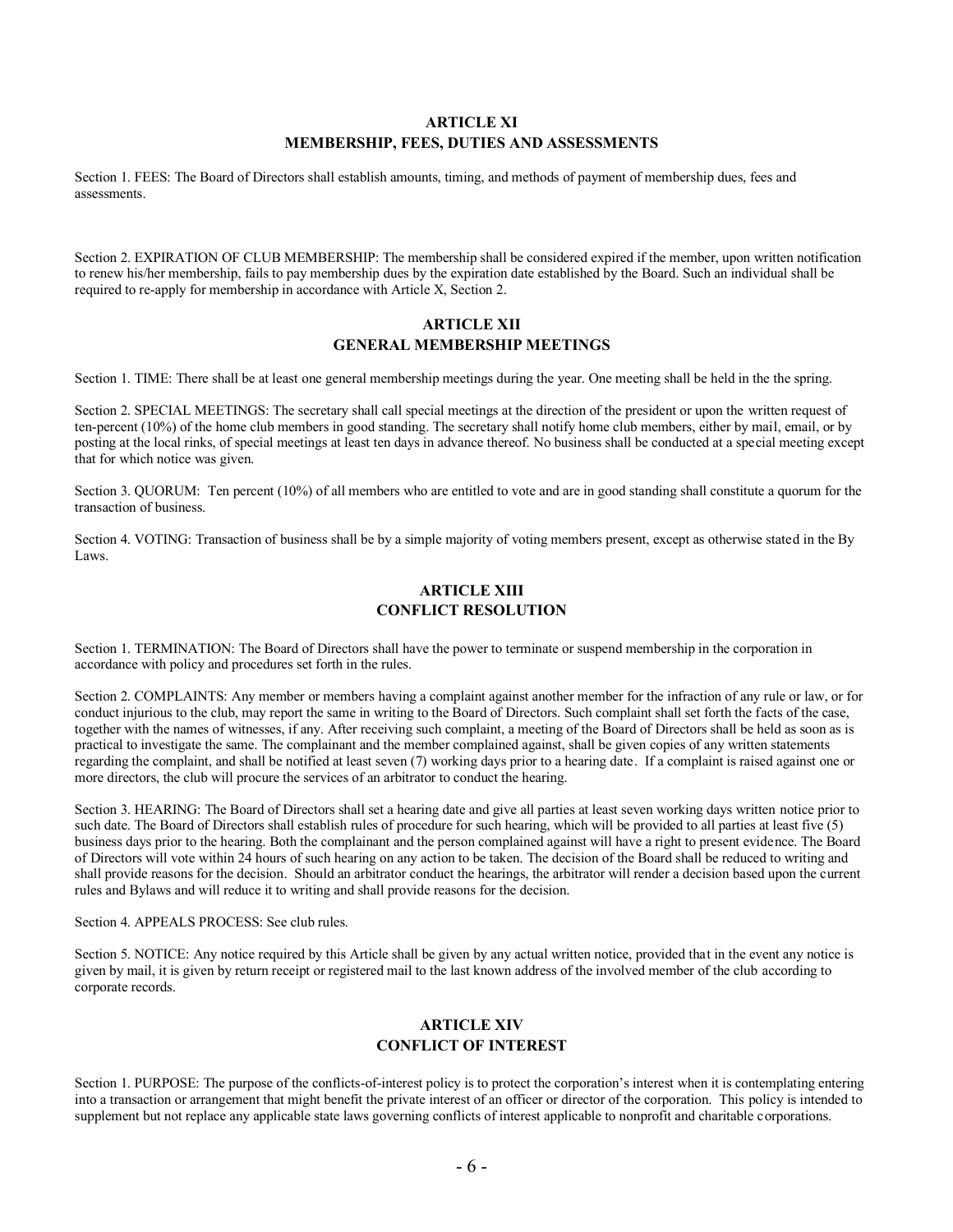## ARTICLE XI
## MEMBERSHIP, FEES, DUTIES AND ASSESSMENTS

Section 1. FEES: The Board of Directors shall establish amounts, timing, and methods of payment of membership dues, fees and assessments.

Section 2. EXPIRATION OF CLUB MEMBERSHIP: The membership shall be considered expired if the member, upon written notification to renew his/her membership, fails to pay membership dues by the expiration date established by the Board. Such an individual shall be required to re-apply for membership in accordance with Article X, Section 2.

## ARTICLE XII
## GENERAL MEMBERSHIP MEETINGS

Section 1. TIME: There shall be at least one general membership meetings during the year. One meeting shall be held in the the spring.

Section 2. SPECIAL MEETINGS: The secretary shall call special meetings at the direction of the president or upon the written request of ten-percent (10%) of the home club members in good standing. The secretary shall notify home club members, either by mail, email, or by posting at the local rinks, of special meetings at least ten days in advance thereof. No business shall be conducted at a special meeting except that for which notice was given.

Section 3. QUORUM: Ten percent (10%) of all members who are entitled to vote and are in good standing shall constitute a quorum for the transaction of business.

Section 4. VOTING: Transaction of business shall be by a simple majority of voting members present, except as otherwise stated in the By Laws.

## ARTICLE XIII
## CONFLICT RESOLUTION

Section 1. TERMINATION: The Board of Directors shall have the power to terminate or suspend membership in the corporation in accordance with policy and procedures set forth in the rules.

Section 2. COMPLAINTS: Any member or members having a complaint against another member for the infraction of any rule or law, or for conduct injurious to the club, may report the same in writing to the Board of Directors. Such complaint shall set forth the facts of the case, together with the names of witnesses, if any. After receiving such complaint, a meeting of the Board of Directors shall be held as soon as is practical to investigate the same. The complainant and the member complained against, shall be given copies of any written statements regarding the complaint, and shall be notified at least seven (7) working days prior to a hearing date. If a complaint is raised against one or more directors, the club will procure the services of an arbitrator to conduct the hearing.

Section 3. HEARING: The Board of Directors shall set a hearing date and give all parties at least seven working days written notice prior to such date. The Board of Directors shall establish rules of procedure for such hearing, which will be provided to all parties at least five (5) business days prior to the hearing. Both the complainant and the person complained against will have a right to present evidence. The Board of Directors will vote within 24 hours of such hearing on any action to be taken. The decision of the Board shall be reduced to writing and shall provide reasons for the decision. Should an arbitrator conduct the hearings, the arbitrator will render a decision based upon the current rules and Bylaws and will reduce it to writing and shall provide reasons for the decision.

Section 4. APPEALS PROCESS: See club rules.

Section 5. NOTICE: Any notice required by this Article shall be given by any actual written notice, provided that in the event any notice is given by mail, it is given by return receipt or registered mail to the last known address of the involved member of the club according to corporate records.

## ARTICLE XIV
## CONFLICT OF INTEREST

Section 1. PURPOSE: The purpose of the conflicts-of-interest policy is to protect the corporation's interest when it is contemplating entering into a transaction or arrangement that might benefit the private interest of an officer or director of the corporation. This policy is intended to supplement but not replace any applicable state laws governing conflicts of interest applicable to nonprofit and charitable corporations.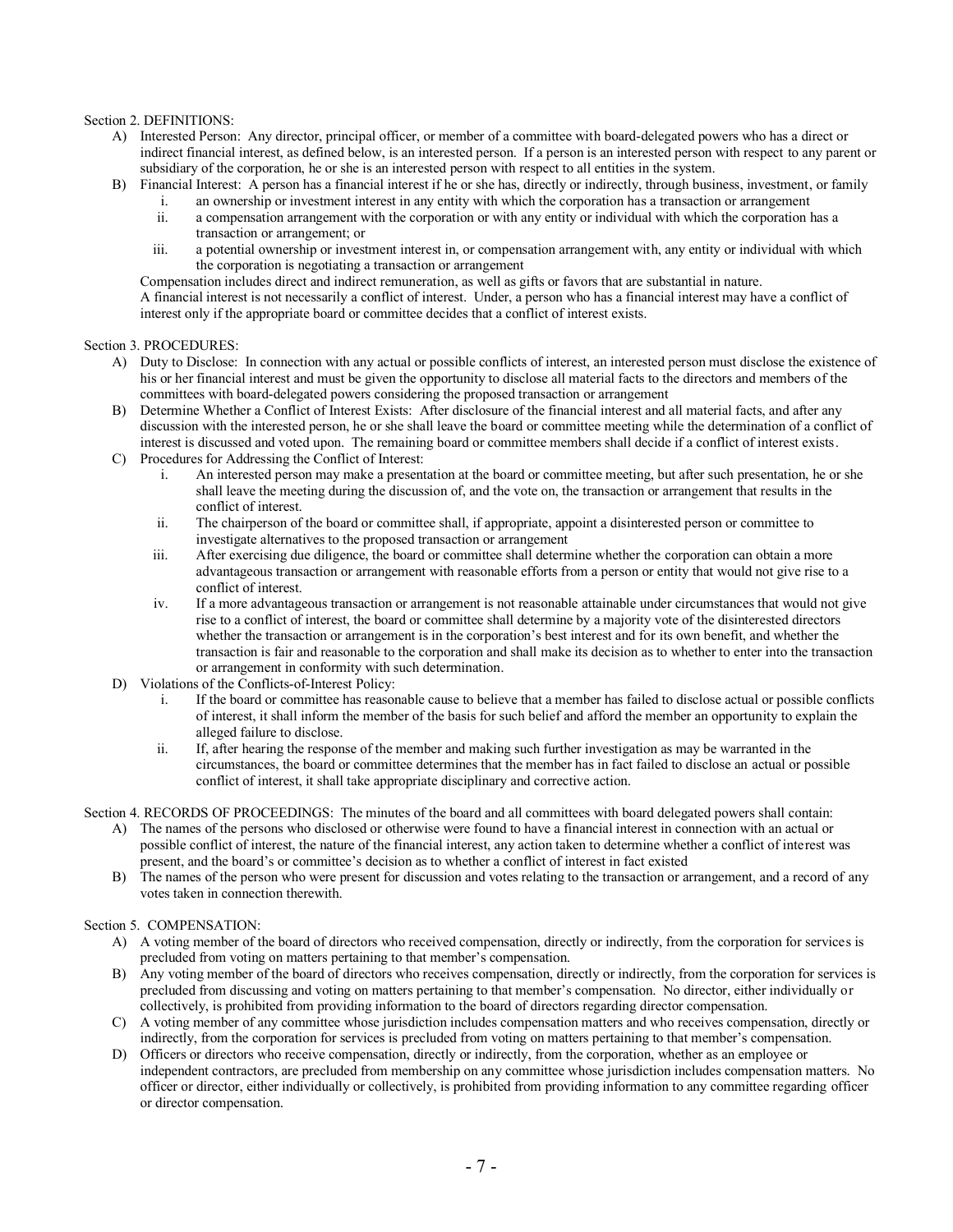Section 2. DEFINITIONS:

A) Interested Person: Any director, principal officer, or member of a committee with board-delegated powers who has a direct or indirect financial interest, as defined below, is an interested person. If a person is an interested person with respect to any parent or subsidiary of the corporation, he or she is an interested person with respect to all entities in the system.

B) Financial Interest: A person has a financial interest if he or she has, directly or indirectly, through business, investment, or family

  i. an ownership or investment interest in any entity with which the corporation has a transaction or arrangement
  ii. a compensation arrangement with the corporation or with any entity or individual with which the corporation has a transaction or arrangement; or
  iii. a potential ownership or investment interest in, or compensation arrangement with, any entity or individual with which the corporation is negotiating a transaction or arrangement

  Compensation includes direct and indirect remuneration, as well as gifts or favors that are substantial in nature.
  A financial interest is not necessarily a conflict of interest. Under, a person who has a financial interest may have a conflict of interest only if the appropriate board or committee decides that a conflict of interest exists.

Section 3. PROCEDURES:

A) Duty to Disclose: In connection with any actual or possible conflicts of interest, an interested person must disclose the existence of his or her financial interest and must be given the opportunity to disclose all material facts to the directors and members of the committees with board-delegated powers considering the proposed transaction or arrangement

B) Determine Whether a Conflict of Interest Exists: After disclosure of the financial interest and all material facts, and after any discussion with the interested person, he or she shall leave the board or committee meeting while the determination of a conflict of interest is discussed and voted upon. The remaining board or committee members shall decide if a conflict of interest exists.

C) Procedures for Addressing the Conflict of Interest:

  i. An interested person may make a presentation at the board or committee meeting, but after such presentation, he or she shall leave the meeting during the discussion of, and the vote on, the transaction or arrangement that results in the conflict of interest.
  ii. The chairperson of the board or committee shall, if appropriate, appoint a disinterested person or committee to investigate alternatives to the proposed transaction or arrangement
  iii. After exercising due diligence, the board or committee shall determine whether the corporation can obtain a more advantageous transaction or arrangement with reasonable efforts from a person or entity that would not give rise to a conflict of interest.
  iv. If a more advantageous transaction or arrangement is not reasonable attainable under circumstances that would not give rise to a conflict of interest, the board or committee shall determine by a majority vote of the disinterested directors whether the transaction or arrangement is in the corporation's best interest and for its own benefit, and whether the transaction is fair and reasonable to the corporation and shall make its decision as to whether to enter into the transaction or arrangement in conformity with such determination.

D) Violations of the Conflicts-of-Interest Policy:

  i. If the board or committee has reasonable cause to believe that a member has failed to disclose actual or possible conflicts of interest, it shall inform the member of the basis for such belief and afford the member an opportunity to explain the alleged failure to disclose.
  ii. If, after hearing the response of the member and making such further investigation as may be warranted in the circumstances, the board or committee determines that the member has in fact failed to disclose an actual or possible conflict of interest, it shall take appropriate disciplinary and corrective action.

Section 4. RECORDS OF PROCEEDINGS: The minutes of the board and all committees with board delegated powers shall contain:

A) The names of the persons who disclosed or otherwise were found to have a financial interest in connection with an actual or possible conflict of interest, the nature of the financial interest, any action taken to determine whether a conflict of interest was present, and the board's or committee's decision as to whether a conflict of interest in fact existed

B) The names of the person who were present for discussion and votes relating to the transaction or arrangement, and a record of any votes taken in connection therewith.

Section 5. COMPENSATION:

A) A voting member of the board of directors who received compensation, directly or indirectly, from the corporation for services is precluded from voting on matters pertaining to that member's compensation.

B) Any voting member of the board of directors who receives compensation, directly or indirectly, from the corporation for services is precluded from discussing and voting on matters pertaining to that member's compensation. No director, either individually or collectively, is prohibited from providing information to the board of directors regarding director compensation.

C) A voting member of any committee whose jurisdiction includes compensation matters and who receives compensation, directly or indirectly, from the corporation for services is precluded from voting on matters pertaining to that member's compensation.

D) Officers or directors who receive compensation, directly or indirectly, from the corporation, whether as an employee or independent contractors, are precluded from membership on any committee whose jurisdiction includes compensation matters. No officer or director, either individually or collectively, is prohibited from providing information to any committee regarding officer or director compensation.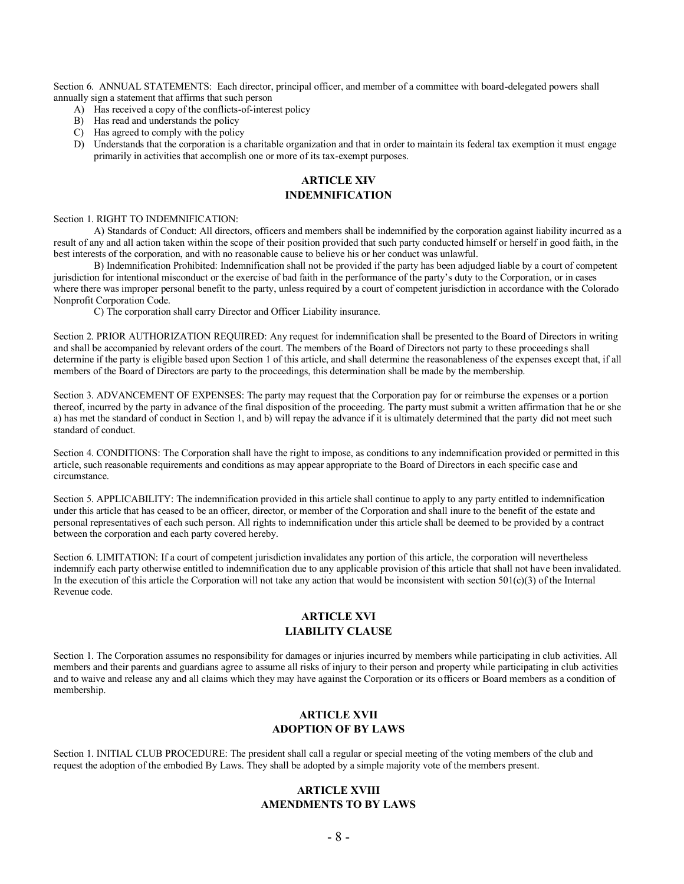Section 6. ANNUAL STATEMENTS: Each director, principal officer, and member of a committee with board-delegated powers shall annually sign a statement that affirms that such person

A) Has received a copy of the conflicts-of-interest policy
B) Has read and understands the policy
C) Has agreed to comply with the policy
D) Understands that the corporation is a charitable organization and that in order to maintain its federal tax exemption it must engage primarily in activities that accomplish one or more of its tax-exempt purposes.

## ARTICLE XIV
## INDEMNIFICATION

Section 1. RIGHT TO INDEMNIFICATION:

A) Standards of Conduct: All directors, officers and members shall be indemnified by the corporation against liability incurred as a result of any and all action taken within the scope of their position provided that such party conducted himself or herself in good faith, in the best interests of the corporation, and with no reasonable cause to believe his or her conduct was unlawful.

B) Indemnification Prohibited: Indemnification shall not be provided if the party has been adjudged liable by a court of competent jurisdiction for intentional misconduct or the exercise of bad faith in the performance of the party's duty to the Corporation, or in cases where there was improper personal benefit to the party, unless required by a court of competent jurisdiction in accordance with the Colorado Nonprofit Corporation Code.

C) The corporation shall carry Director and Officer Liability insurance.

Section 2. PRIOR AUTHORIZATION REQUIRED: Any request for indemnification shall be presented to the Board of Directors in writing and shall be accompanied by relevant orders of the court. The members of the Board of Directors not party to these proceedings shall determine if the party is eligible based upon Section 1 of this article, and shall determine the reasonableness of the expenses except that, if all members of the Board of Directors are party to the proceedings, this determination shall be made by the membership.

Section 3. ADVANCEMENT OF EXPENSES: The party may request that the Corporation pay for or reimburse the expenses or a portion thereof, incurred by the party in advance of the final disposition of the proceeding. The party must submit a written affirmation that he or she a) has met the standard of conduct in Section 1, and b) will repay the advance if it is ultimately determined that the party did not meet such standard of conduct.

Section 4. CONDITIONS: The Corporation shall have the right to impose, as conditions to any indemnification provided or permitted in this article, such reasonable requirements and conditions as may appear appropriate to the Board of Directors in each specific case and circumstance.

Section 5. APPLICABILITY: The indemnification provided in this article shall continue to apply to any party entitled to indemnification under this article that has ceased to be an officer, director, or member of the Corporation and shall inure to the benefit of the estate and personal representatives of each such person. All rights to indemnification under this article shall be deemed to be provided by a contract between the corporation and each party covered hereby.

Section 6. LIMITATION: If a court of competent jurisdiction invalidates any portion of this article, the corporation will nevertheless indemnify each party otherwise entitled to indemnification due to any applicable provision of this article that shall not have been invalidated. In the execution of this article the Corporation will not take any action that would be inconsistent with section 501(c)(3) of the Internal Revenue code.

## ARTICLE XVI
## LIABILITY CLAUSE

Section 1. The Corporation assumes no responsibility for damages or injuries incurred by members while participating in club activities. All members and their parents and guardians agree to assume all risks of injury to their person and property while participating in club activities and to waive and release any and all claims which they may have against the Corporation or its officers or Board members as a condition of membership.

## ARTICLE XVII
## ADOPTION OF BY LAWS

Section 1. INITIAL CLUB PROCEDURE: The president shall call a regular or special meeting of the voting members of the club and request the adoption of the embodied By Laws. They shall be adopted by a simple majority vote of the members present.

## ARTICLE XVIII
## AMENDMENTS TO BY LAWS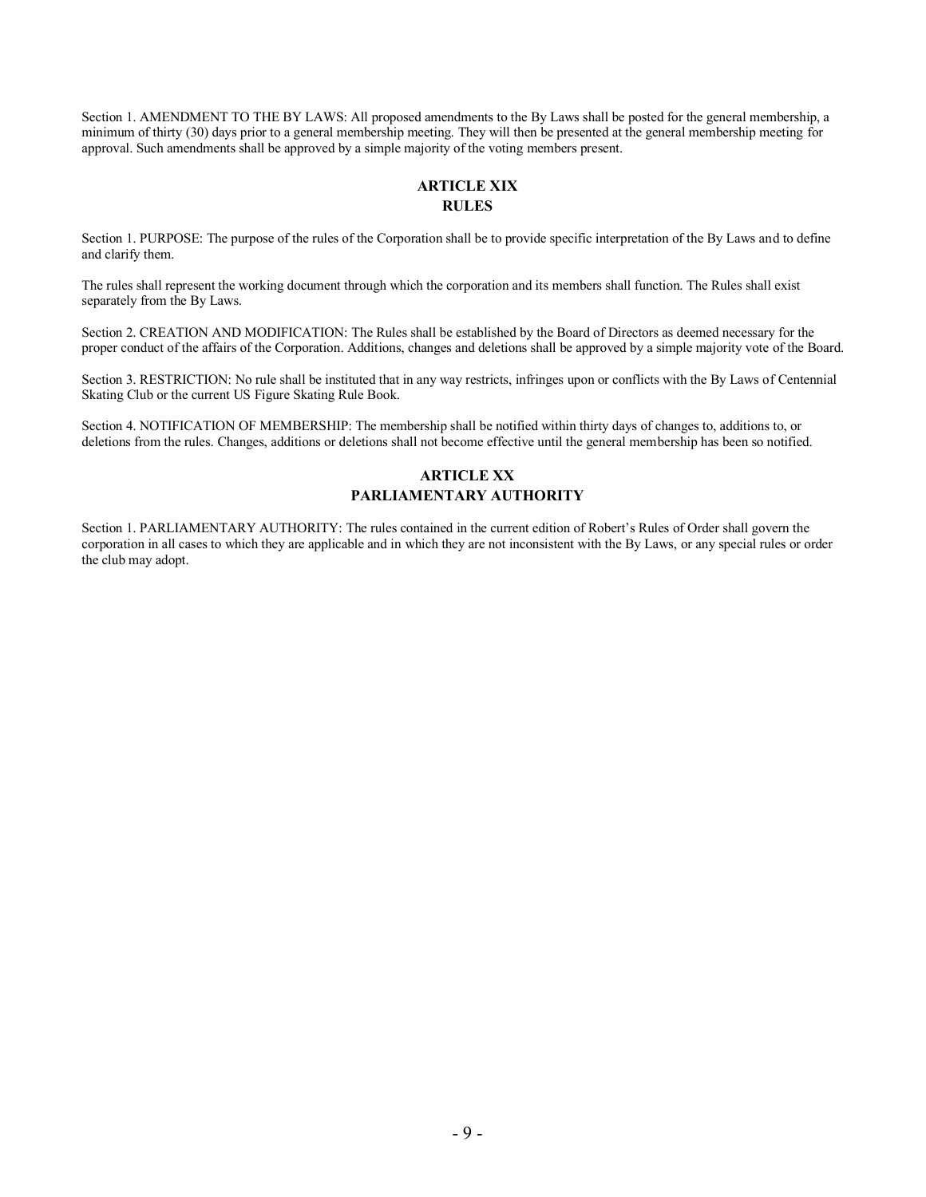Section 1. AMENDMENT TO THE BY LAWS: All proposed amendments to the By Laws shall be posted for the general membership, a minimum of thirty (30) days prior to a general membership meeting. They will then be presented at the general membership meeting for approval. Such amendments shall be approved by a simple majority of the voting members present.

## ARTICLE XIX
## RULES

Section 1. PURPOSE: The purpose of the rules of the Corporation shall be to provide specific interpretation of the By Laws and to define and clarify them.

The rules shall represent the working document through which the corporation and its members shall function. The Rules shall exist separately from the By Laws.

Section 2. CREATION AND MODIFICATION: The Rules shall be established by the Board of Directors as deemed necessary for the proper conduct of the affairs of the Corporation. Additions, changes and deletions shall be approved by a simple majority vote of the Board.

Section 3. RESTRICTION: No rule shall be instituted that in any way restricts, infringes upon or conflicts with the By Laws of Centennial Skating Club or the current US Figure Skating Rule Book.

Section 4. NOTIFICATION OF MEMBERSHIP: The membership shall be notified within thirty days of changes to, additions to, or deletions from the rules. Changes, additions or deletions shall not become effective until the general membership has been so notified.

## ARTICLE XX
## PARLIAMENTARY AUTHORITY

Section 1. PARLIAMENTARY AUTHORITY: The rules contained in the current edition of Robert's Rules of Order shall govern the corporation in all cases to which they are applicable and in which they are not inconsistent with the By Laws, or any special rules or order the club may adopt.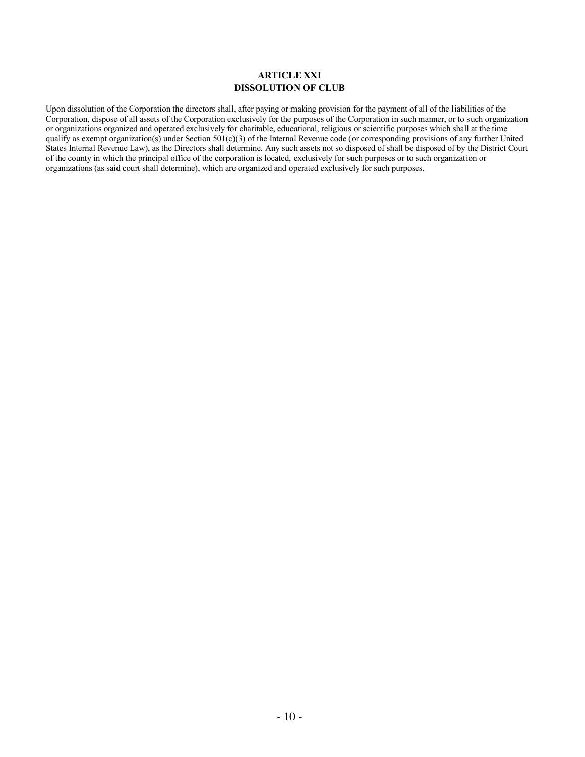## ARTICLE XXI
## DISSOLUTION OF CLUB

Upon dissolution of the Corporation the directors shall, after paying or making provision for the payment of all of the liabilities of the Corporation, dispose of all assets of the Corporation exclusively for the purposes of the Corporation in such manner, or to such organization or organizations organized and operated exclusively for charitable, educational, religious or scientific purposes which shall at the time qualify as exempt organization(s) under Section 501(c)(3) of the Internal Revenue code (or corresponding provisions of any further United States Internal Revenue Law), as the Directors shall determine. Any such assets not so disposed of shall be disposed of by the District Court of the county in which the principal office of the corporation is located, exclusively for such purposes or to such organization or organizations (as said court shall determine), which are organized and operated exclusively for such purposes.